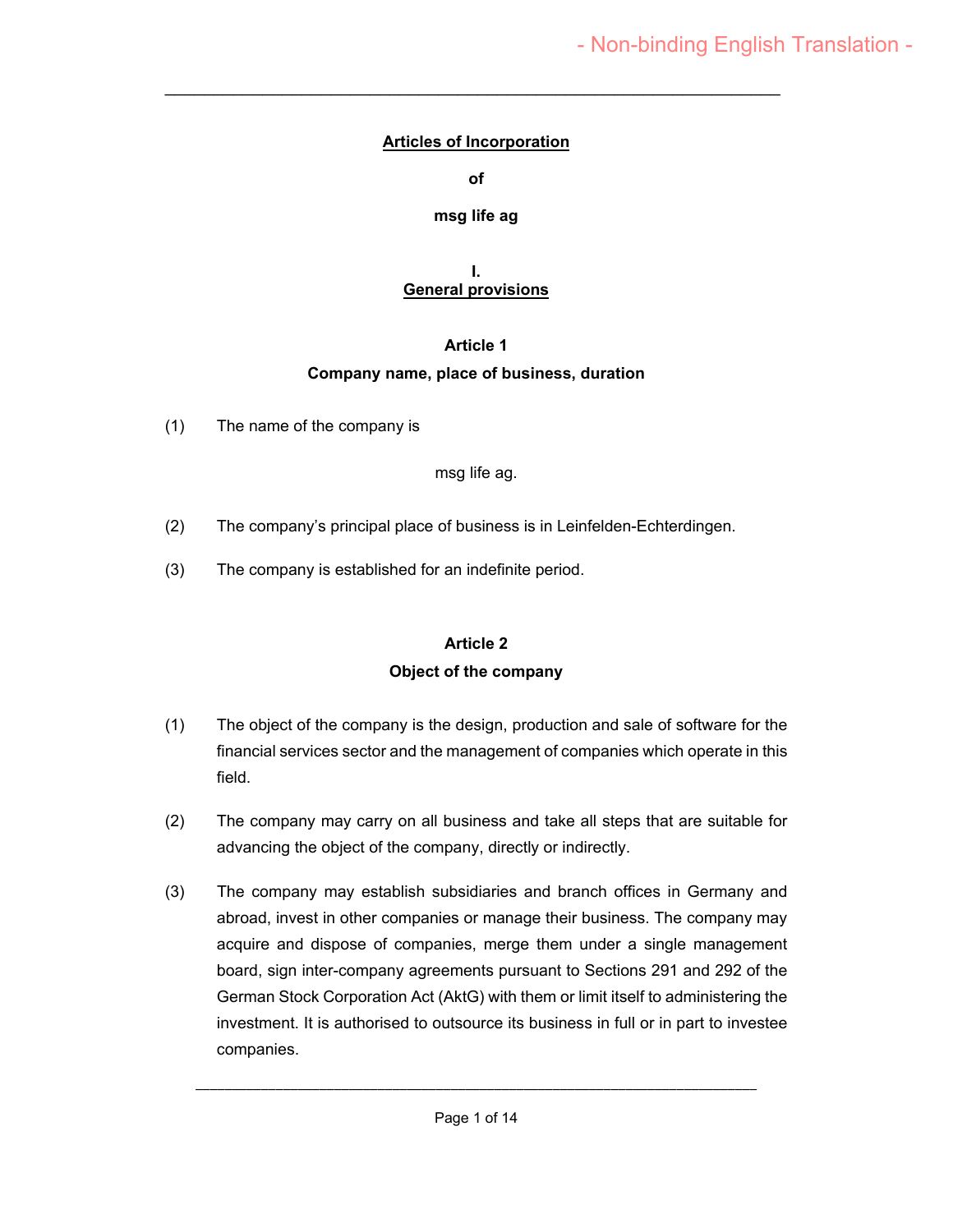- Non-binding English Translation -

# Articles of Incorporation

**of**

**msg life ag**

## I. General provisions

### Article 1
### Company name, place of business, duration

(1) The name of the company is

msg life ag.

(2) The company's principal place of business is in Leinfelden-Echterdingen.

(3) The company is established for an indefinite period.

### Article 2
### Object of the company

(1) The object of the company is the design, production and sale of software for the financial services sector and the management of companies which operate in this field.

(2) The company may carry on all business and take all steps that are suitable for advancing the object of the company, directly or indirectly.

(3) The company may establish subsidiaries and branch offices in Germany and abroad, invest in other companies or manage their business. The company may acquire and dispose of companies, merge them under a single management board, sign inter-company agreements pursuant to Sections 291 and 292 of the German Stock Corporation Act (AktG) with them or limit itself to administering the investment. It is authorised to outsource its business in full or in part to investee companies.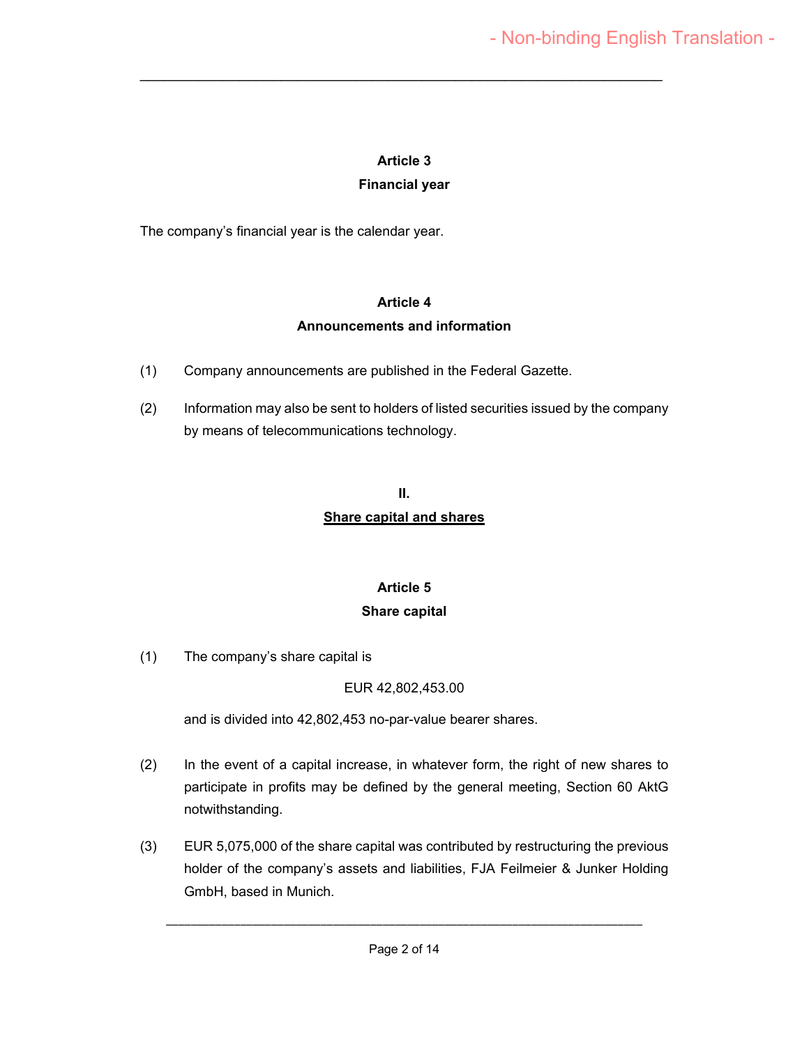### Article 3
### Financial year

The company's financial year is the calendar year.

### Article 4
### Announcements and information

(1) Company announcements are published in the Federal Gazette.

(2) Information may also be sent to holders of listed securities issued by the company by means of telecommunications technology.

## II.
## Share capital and shares

### Article 5
### Share capital

(1) The company's share capital is

EUR 42,802,453.00

and is divided into 42,802,453 no-par-value bearer shares.

(2) In the event of a capital increase, in whatever form, the right of new shares to participate in profits may be defined by the general meeting, Section 60 AktG notwithstanding.

(3) EUR 5,075,000 of the share capital was contributed by restructuring the previous holder of the company's assets and liabilities, FJA Feilmeier & Junker Holding GmbH, based in Munich.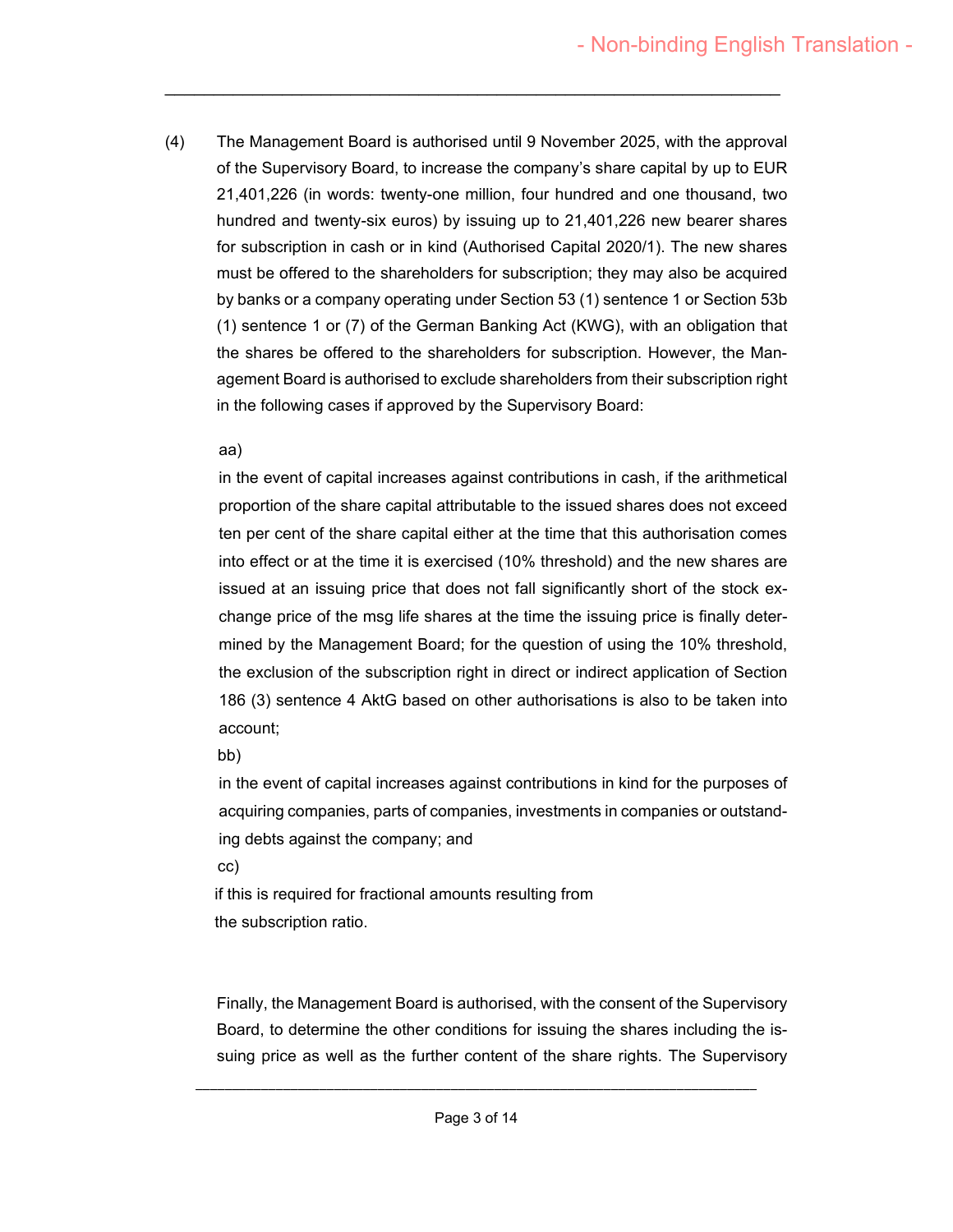(4) The Management Board is authorised until 9 November 2025, with the approval of the Supervisory Board, to increase the company's share capital by up to EUR 21,401,226 (in words: twenty-one million, four hundred and one thousand, two hundred and twenty-six euros) by issuing up to 21,401,226 new bearer shares for subscription in cash or in kind (Authorised Capital 2020/1). The new shares must be offered to the shareholders for subscription; they may also be acquired by banks or a company operating under Section 53 (1) sentence 1 or Section 53b (1) sentence 1 or (7) of the German Banking Act (KWG), with an obligation that the shares be offered to the shareholders for subscription. However, the Management Board is authorised to exclude shareholders from their subscription right in the following cases if approved by the Supervisory Board:

aa)
in the event of capital increases against contributions in cash, if the arithmetical proportion of the share capital attributable to the issued shares does not exceed ten per cent of the share capital either at the time that this authorisation comes into effect or at the time it is exercised (10% threshold) and the new shares are issued at an issuing price that does not fall significantly short of the stock exchange price of the msg life shares at the time the issuing price is finally determined by the Management Board; for the question of using the 10% threshold, the exclusion of the subscription right in direct or indirect application of Section 186 (3) sentence 4 AktG based on other authorisations is also to be taken into account;

bb)
in the event of capital increases against contributions in kind for the purposes of acquiring companies, parts of companies, investments in companies or outstanding debts against the company; and

cc)
if this is required for fractional amounts resulting from the subscription ratio.

Finally, the Management Board is authorised, with the consent of the Supervisory Board, to determine the other conditions for issuing the shares including the issuing price as well as the further content of the share rights. The Supervisory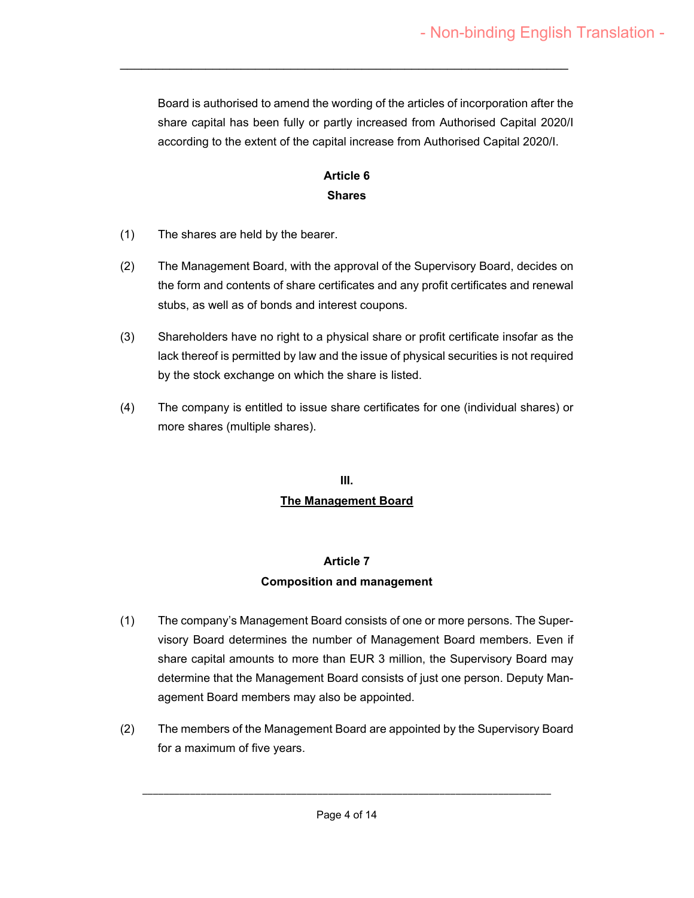Board is authorised to amend the wording of the articles of incorporation after the share capital has been fully or partly increased from Authorised Capital 2020/I according to the extent of the capital increase from Authorised Capital 2020/I.

### Article 6
### Shares

(1) The shares are held by the bearer.

(2) The Management Board, with the approval of the Supervisory Board, decides on the form and contents of share certificates and any profit certificates and renewal stubs, as well as of bonds and interest coupons.

(3) Shareholders have no right to a physical share or profit certificate insofar as the lack thereof is permitted by law and the issue of physical securities is not required by the stock exchange on which the share is listed.

(4) The company is entitled to issue share certificates for one (individual shares) or more shares (multiple shares).

## III.
## The Management Board

### Article 7
### Composition and management

(1) The company's Management Board consists of one or more persons. The Supervisory Board determines the number of Management Board members. Even if share capital amounts to more than EUR 3 million, the Supervisory Board may determine that the Management Board consists of just one person. Deputy Management Board members may also be appointed.

(2) The members of the Management Board are appointed by the Supervisory Board for a maximum of five years.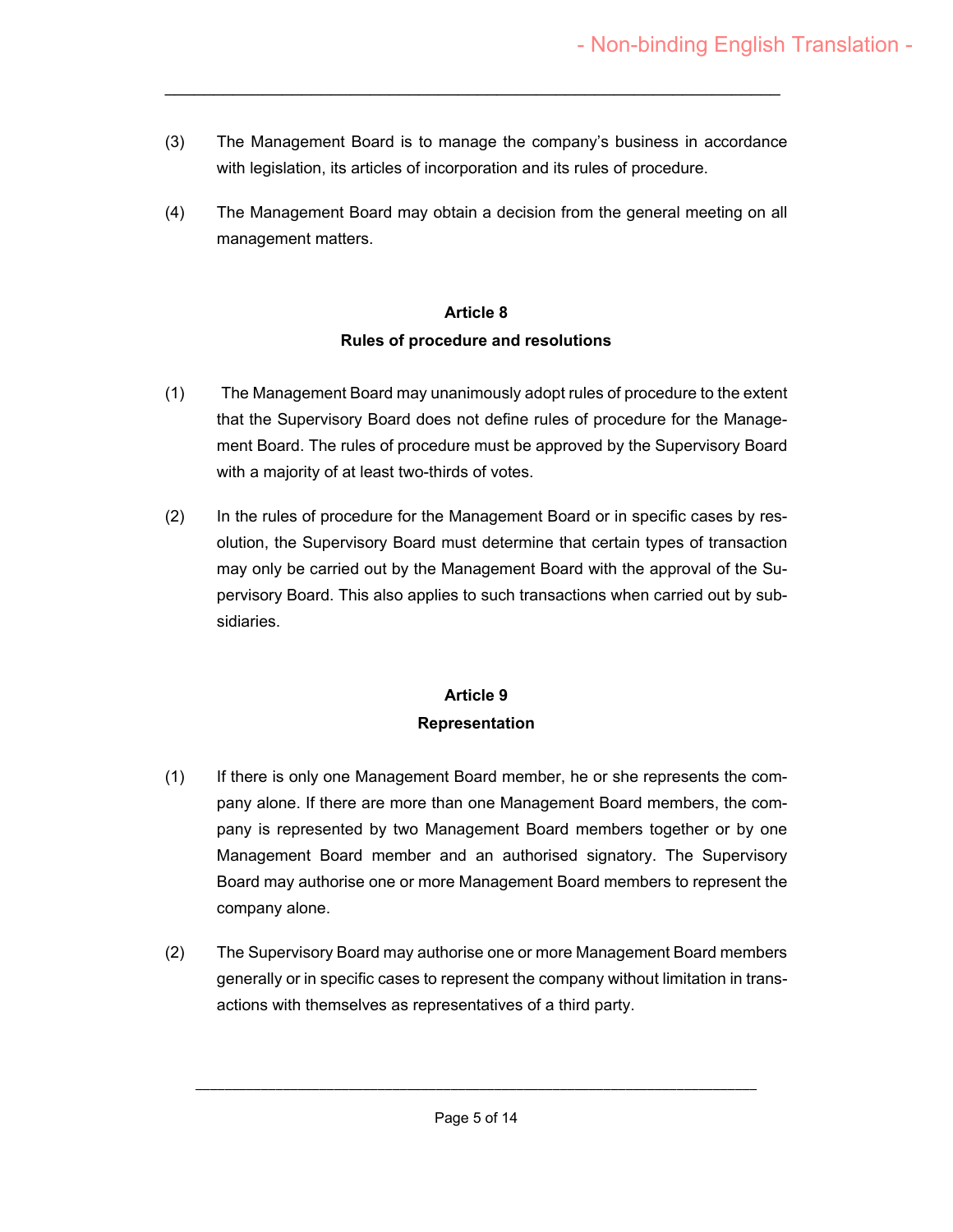(3) The Management Board is to manage the company's business in accordance with legislation, its articles of incorporation and its rules of procedure.

(4) The Management Board may obtain a decision from the general meeting on all management matters.

**Article 8**
**Rules of procedure and resolutions**

(1) The Management Board may unanimously adopt rules of procedure to the extent that the Supervisory Board does not define rules of procedure for the Management Board. The rules of procedure must be approved by the Supervisory Board with a majority of at least two-thirds of votes.

(2) In the rules of procedure for the Management Board or in specific cases by resolution, the Supervisory Board must determine that certain types of transaction may only be carried out by the Management Board with the approval of the Supervisory Board. This also applies to such transactions when carried out by subsidiaries.

**Article 9**
**Representation**

(1) If there is only one Management Board member, he or she represents the company alone. If there are more than one Management Board members, the company is represented by two Management Board members together or by one Management Board member and an authorised signatory. The Supervisory Board may authorise one or more Management Board members to represent the company alone.

(2) The Supervisory Board may authorise one or more Management Board members generally or in specific cases to represent the company without limitation in transactions with themselves as representatives of a third party.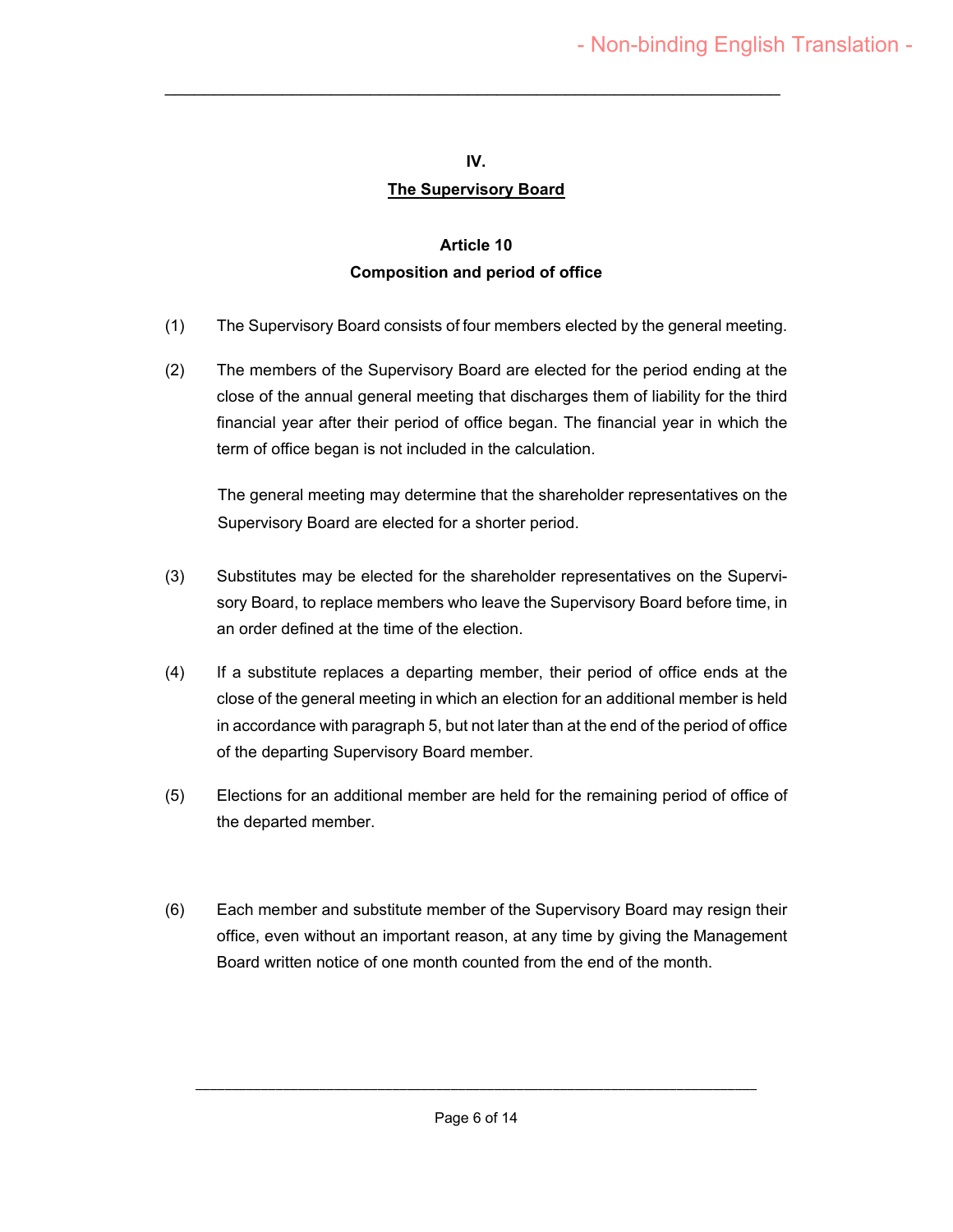## IV.
## The Supervisory Board

### Article 10
### Composition and period of office

(1) The Supervisory Board consists of four members elected by the general meeting.

(2) The members of the Supervisory Board are elected for the period ending at the close of the annual general meeting that discharges them of liability for the third financial year after their period of office began. The financial year in which the term of office began is not included in the calculation.

The general meeting may determine that the shareholder representatives on the Supervisory Board are elected for a shorter period.

(3) Substitutes may be elected for the shareholder representatives on the Supervisory Board, to replace members who leave the Supervisory Board before time, in an order defined at the time of the election.

(4) If a substitute replaces a departing member, their period of office ends at the close of the general meeting in which an election for an additional member is held in accordance with paragraph 5, but not later than at the end of the period of office of the departing Supervisory Board member.

(5) Elections for an additional member are held for the remaining period of office of the departed member.

(6) Each member and substitute member of the Supervisory Board may resign their office, even without an important reason, at any time by giving the Management Board written notice of one month counted from the end of the month.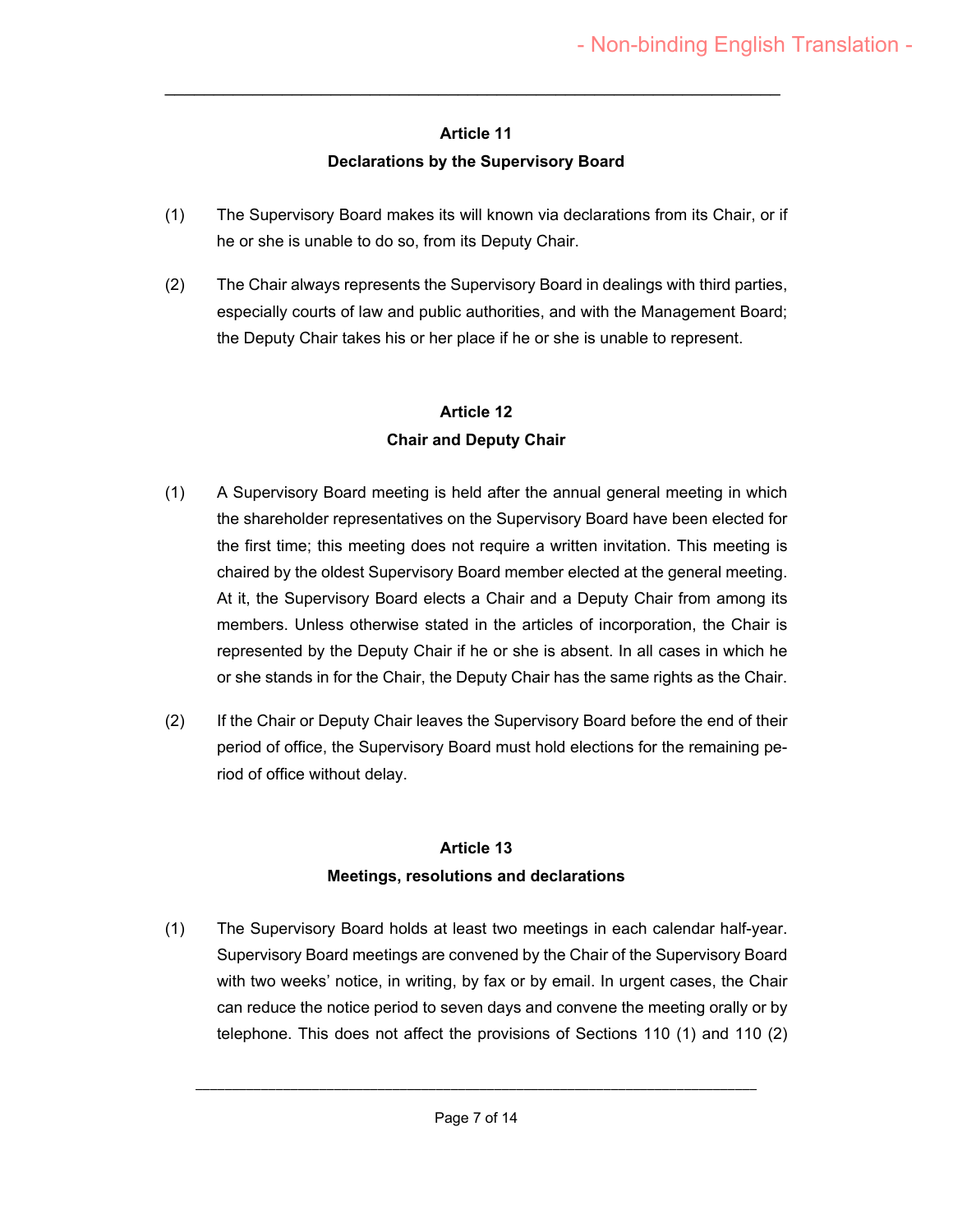### Article 11
### Declarations by the Supervisory Board

(1) The Supervisory Board makes its will known via declarations from its Chair, or if he or she is unable to do so, from its Deputy Chair.

(2) The Chair always represents the Supervisory Board in dealings with third parties, especially courts of law and public authorities, and with the Management Board; the Deputy Chair takes his or her place if he or she is unable to represent.

### Article 12
### Chair and Deputy Chair

(1) A Supervisory Board meeting is held after the annual general meeting in which the shareholder representatives on the Supervisory Board have been elected for the first time; this meeting does not require a written invitation. This meeting is chaired by the oldest Supervisory Board member elected at the general meeting. At it, the Supervisory Board elects a Chair and a Deputy Chair from among its members. Unless otherwise stated in the articles of incorporation, the Chair is represented by the Deputy Chair if he or she is absent. In all cases in which he or she stands in for the Chair, the Deputy Chair has the same rights as the Chair.

(2) If the Chair or Deputy Chair leaves the Supervisory Board before the end of their period of office, the Supervisory Board must hold elections for the remaining period of office without delay.

### Article 13
### Meetings, resolutions and declarations

(1) The Supervisory Board holds at least two meetings in each calendar half-year. Supervisory Board meetings are convened by the Chair of the Supervisory Board with two weeks' notice, in writing, by fax or by email. In urgent cases, the Chair can reduce the notice period to seven days and convene the meeting orally or by telephone. This does not affect the provisions of Sections 110 (1) and 110 (2)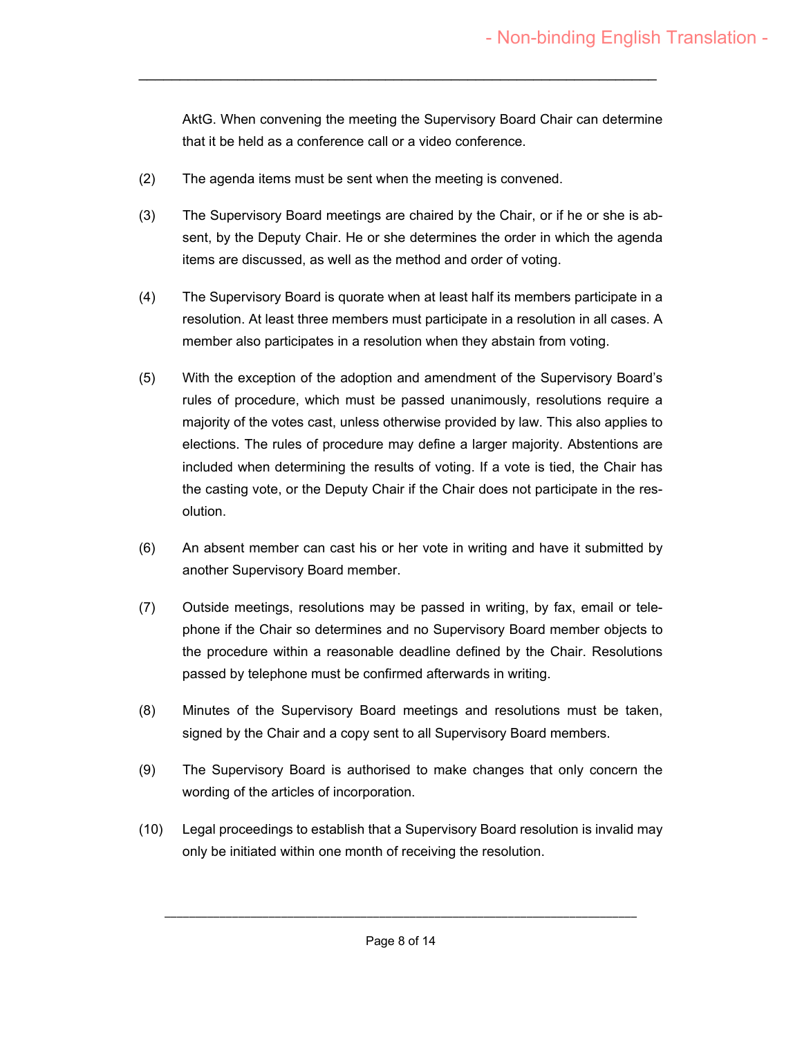AktG. When convening the meeting the Supervisory Board Chair can determine that it be held as a conference call or a video conference.

(2) The agenda items must be sent when the meeting is convened.

(3) The Supervisory Board meetings are chaired by the Chair, or if he or she is absent, by the Deputy Chair. He or she determines the order in which the agenda items are discussed, as well as the method and order of voting.

(4) The Supervisory Board is quorate when at least half its members participate in a resolution. At least three members must participate in a resolution in all cases. A member also participates in a resolution when they abstain from voting.

(5) With the exception of the adoption and amendment of the Supervisory Board's rules of procedure, which must be passed unanimously, resolutions require a majority of the votes cast, unless otherwise provided by law. This also applies to elections. The rules of procedure may define a larger majority. Abstentions are included when determining the results of voting. If a vote is tied, the Chair has the casting vote, or the Deputy Chair if the Chair does not participate in the resolution.

(6) An absent member can cast his or her vote in writing and have it submitted by another Supervisory Board member.

(7) Outside meetings, resolutions may be passed in writing, by fax, email or telephone if the Chair so determines and no Supervisory Board member objects to the procedure within a reasonable deadline defined by the Chair. Resolutions passed by telephone must be confirmed afterwards in writing.

(8) Minutes of the Supervisory Board meetings and resolutions must be taken, signed by the Chair and a copy sent to all Supervisory Board members.

(9) The Supervisory Board is authorised to make changes that only concern the wording of the articles of incorporation.

(10) Legal proceedings to establish that a Supervisory Board resolution is invalid may only be initiated within one month of receiving the resolution.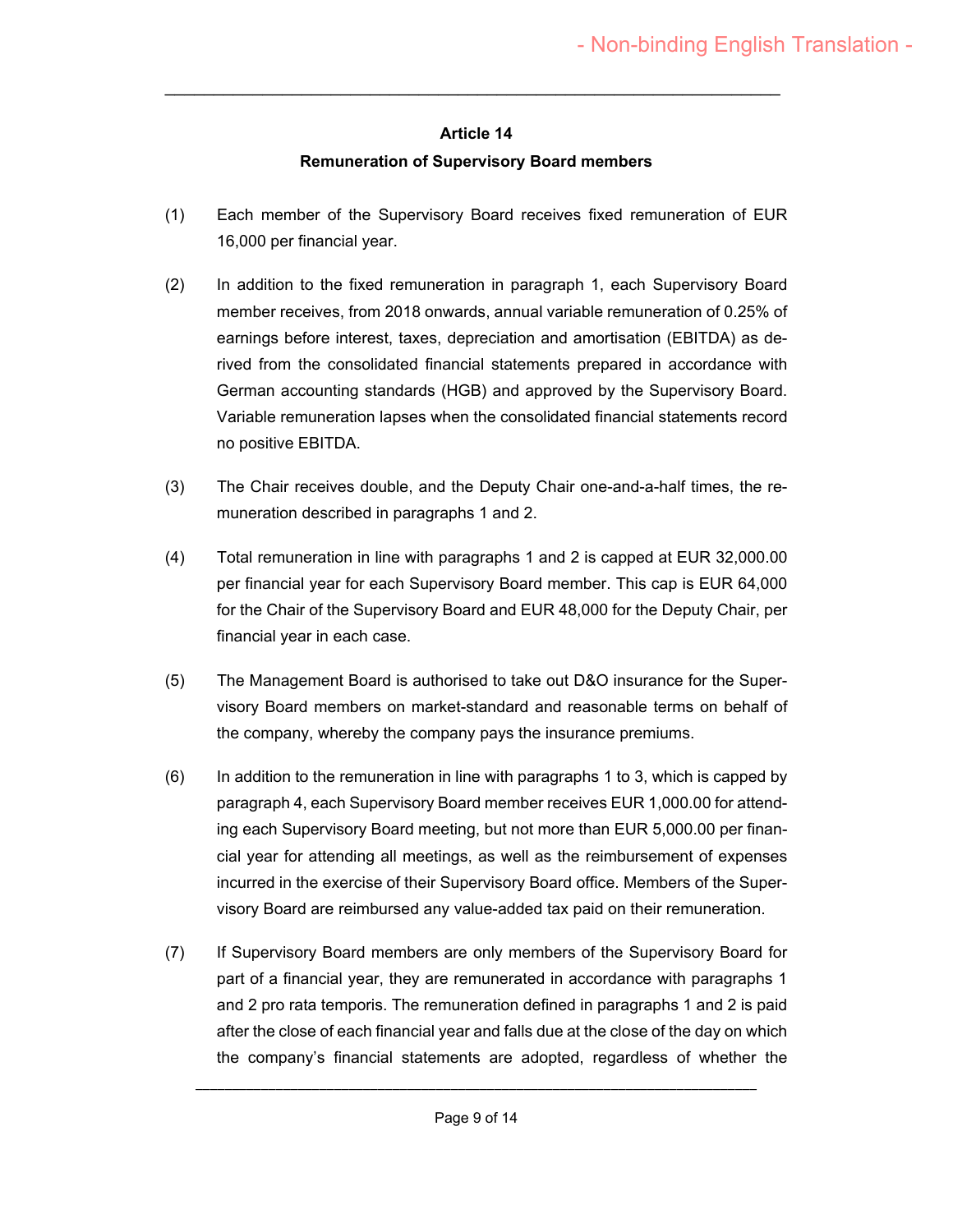## Article 14
## Remuneration of Supervisory Board members

(1) Each member of the Supervisory Board receives fixed remuneration of EUR 16,000 per financial year.

(2) In addition to the fixed remuneration in paragraph 1, each Supervisory Board member receives, from 2018 onwards, annual variable remuneration of 0.25% of earnings before interest, taxes, depreciation and amortisation (EBITDA) as derived from the consolidated financial statements prepared in accordance with German accounting standards (HGB) and approved by the Supervisory Board. Variable remuneration lapses when the consolidated financial statements record no positive EBITDA.

(3) The Chair receives double, and the Deputy Chair one-and-a-half times, the remuneration described in paragraphs 1 and 2.

(4) Total remuneration in line with paragraphs 1 and 2 is capped at EUR 32,000.00 per financial year for each Supervisory Board member. This cap is EUR 64,000 for the Chair of the Supervisory Board and EUR 48,000 for the Deputy Chair, per financial year in each case.

(5) The Management Board is authorised to take out D&O insurance for the Supervisory Board members on market-standard and reasonable terms on behalf of the company, whereby the company pays the insurance premiums.

(6) In addition to the remuneration in line with paragraphs 1 to 3, which is capped by paragraph 4, each Supervisory Board member receives EUR 1,000.00 for attending each Supervisory Board meeting, but not more than EUR 5,000.00 per financial year for attending all meetings, as well as the reimbursement of expenses incurred in the exercise of their Supervisory Board office. Members of the Supervisory Board are reimbursed any value-added tax paid on their remuneration.

(7) If Supervisory Board members are only members of the Supervisory Board for part of a financial year, they are remunerated in accordance with paragraphs 1 and 2 pro rata temporis. The remuneration defined in paragraphs 1 and 2 is paid after the close of each financial year and falls due at the close of the day on which the company's financial statements are adopted, regardless of whether the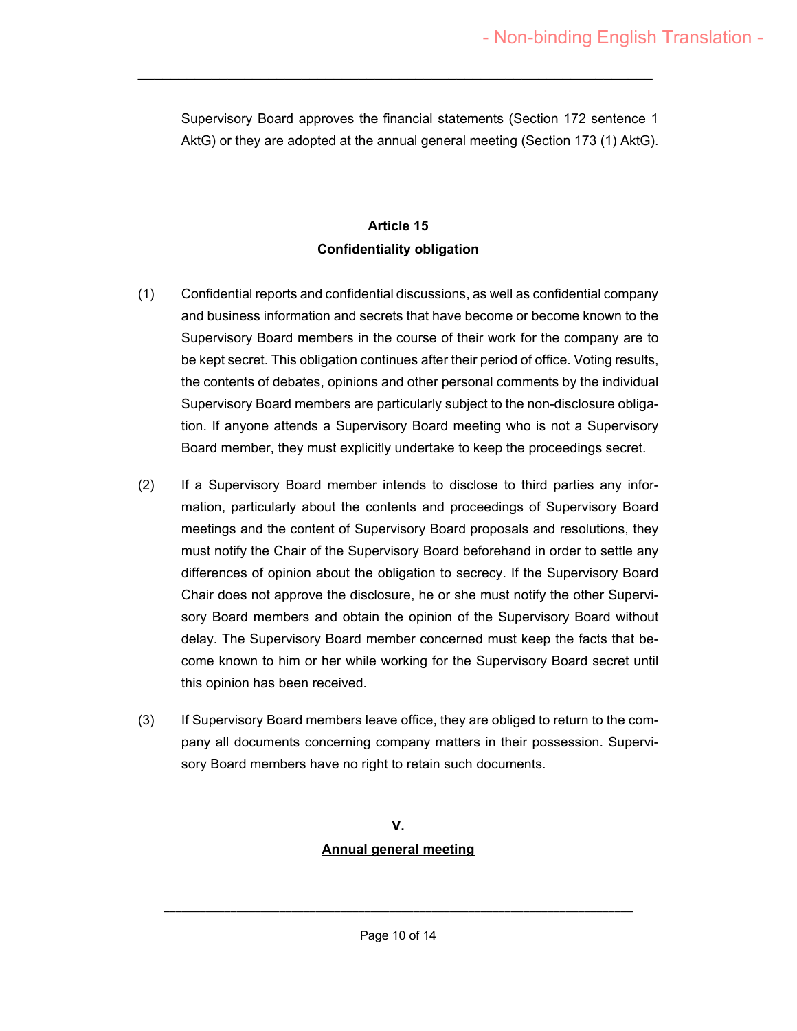Supervisory Board approves the financial statements (Section 172 sentence 1 AktG) or they are adopted at the annual general meeting (Section 173 (1) AktG).

### Article 15
### Confidentiality obligation

(1) Confidential reports and confidential discussions, as well as confidential company and business information and secrets that have become or become known to the Supervisory Board members in the course of their work for the company are to be kept secret. This obligation continues after their period of office. Voting results, the contents of debates, opinions and other personal comments by the individual Supervisory Board members are particularly subject to the non-disclosure obligation. If anyone attends a Supervisory Board meeting who is not a Supervisory Board member, they must explicitly undertake to keep the proceedings secret.

(2) If a Supervisory Board member intends to disclose to third parties any information, particularly about the contents and proceedings of Supervisory Board meetings and the content of Supervisory Board proposals and resolutions, they must notify the Chair of the Supervisory Board beforehand in order to settle any differences of opinion about the obligation to secrecy. If the Supervisory Board Chair does not approve the disclosure, he or she must notify the other Supervisory Board members and obtain the opinion of the Supervisory Board without delay. The Supervisory Board member concerned must keep the facts that become known to him or her while working for the Supervisory Board secret until this opinion has been received.

(3) If Supervisory Board members leave office, they are obliged to return to the company all documents concerning company matters in their possession. Supervisory Board members have no right to retain such documents.

## V.
## Annual general meeting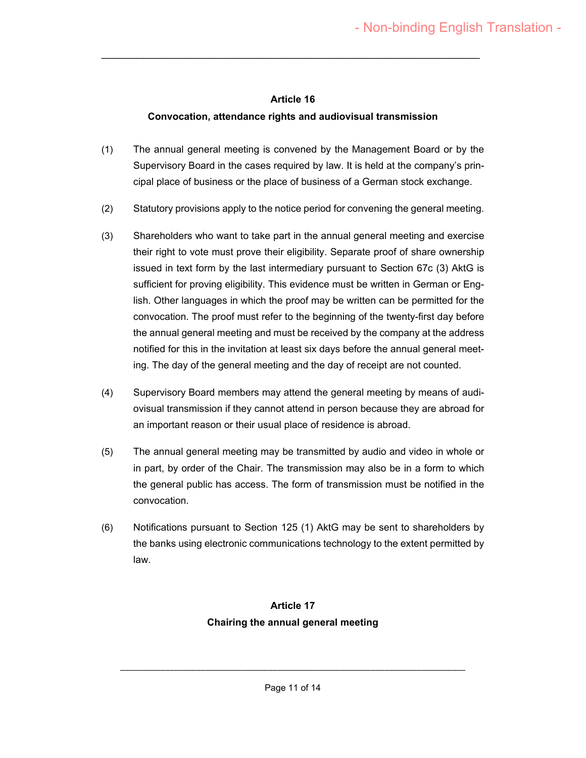### Article 16
### Convocation, attendance rights and audiovisual transmission

(1) The annual general meeting is convened by the Management Board or by the Supervisory Board in the cases required by law. It is held at the company's principal place of business or the place of business of a German stock exchange.

(2) Statutory provisions apply to the notice period for convening the general meeting.

(3) Shareholders who want to take part in the annual general meeting and exercise their right to vote must prove their eligibility. Separate proof of share ownership issued in text form by the last intermediary pursuant to Section 67c (3) AktG is sufficient for proving eligibility. This evidence must be written in German or English. Other languages in which the proof may be written can be permitted for the convocation. The proof must refer to the beginning of the twenty-first day before the annual general meeting and must be received by the company at the address notified for this in the invitation at least six days before the annual general meeting. The day of the general meeting and the day of receipt are not counted.

(4) Supervisory Board members may attend the general meeting by means of audiovisual transmission if they cannot attend in person because they are abroad for an important reason or their usual place of residence is abroad.

(5) The annual general meeting may be transmitted by audio and video in whole or in part, by order of the Chair. The transmission may also be in a form to which the general public has access. The form of transmission must be notified in the convocation.

(6) Notifications pursuant to Section 125 (1) AktG may be sent to shareholders by the banks using electronic communications technology to the extent permitted by law.

### Article 17
### Chairing the annual general meeting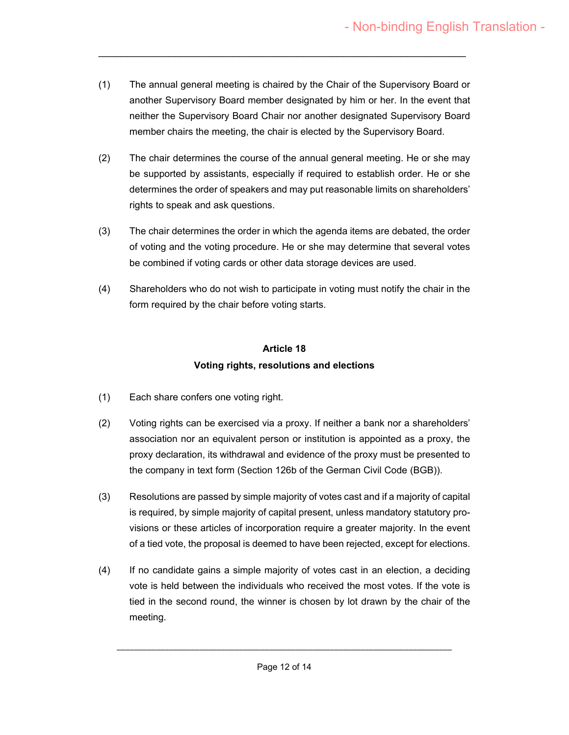(1) The annual general meeting is chaired by the Chair of the Supervisory Board or another Supervisory Board member designated by him or her. In the event that neither the Supervisory Board Chair nor another designated Supervisory Board member chairs the meeting, the chair is elected by the Supervisory Board.

(2) The chair determines the course of the annual general meeting. He or she may be supported by assistants, especially if required to establish order. He or she determines the order of speakers and may put reasonable limits on shareholders' rights to speak and ask questions.

(3) The chair determines the order in which the agenda items are debated, the order of voting and the voting procedure. He or she may determine that several votes be combined if voting cards or other data storage devices are used.

(4) Shareholders who do not wish to participate in voting must notify the chair in the form required by the chair before voting starts.

## Article 18
## Voting rights, resolutions and elections

(1) Each share confers one voting right.

(2) Voting rights can be exercised via a proxy. If neither a bank nor a shareholders' association nor an equivalent person or institution is appointed as a proxy, the proxy declaration, its withdrawal and evidence of the proxy must be presented to the company in text form (Section 126b of the German Civil Code (BGB)).

(3) Resolutions are passed by simple majority of votes cast and if a majority of capital is required, by simple majority of capital present, unless mandatory statutory provisions or these articles of incorporation require a greater majority. In the event of a tied vote, the proposal is deemed to have been rejected, except for elections.

(4) If no candidate gains a simple majority of votes cast in an election, a deciding vote is held between the individuals who received the most votes. If the vote is tied in the second round, the winner is chosen by lot drawn by the chair of the meeting.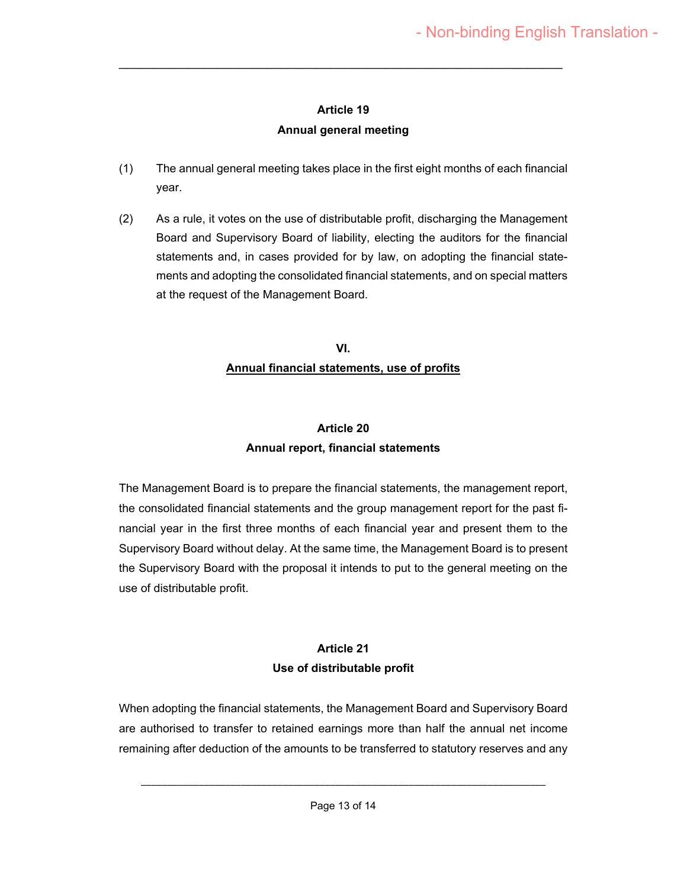### Article 19
### Annual general meeting

(1) The annual general meeting takes place in the first eight months of each financial year.

(2) As a rule, it votes on the use of distributable profit, discharging the Management Board and Supervisory Board of liability, electing the auditors for the financial statements and, in cases provided for by law, on adopting the financial statements and adopting the consolidated financial statements, and on special matters at the request of the Management Board.

## VI.
## Annual financial statements, use of profits

### Article 20
### Annual report, financial statements

The Management Board is to prepare the financial statements, the management report, the consolidated financial statements and the group management report for the past financial year in the first three months of each financial year and present them to the Supervisory Board without delay. At the same time, the Management Board is to present the Supervisory Board with the proposal it intends to put to the general meeting on the use of distributable profit.

### Article 21
### Use of distributable profit

When adopting the financial statements, the Management Board and Supervisory Board are authorised to transfer to retained earnings more than half the annual net income remaining after deduction of the amounts to be transferred to statutory reserves and any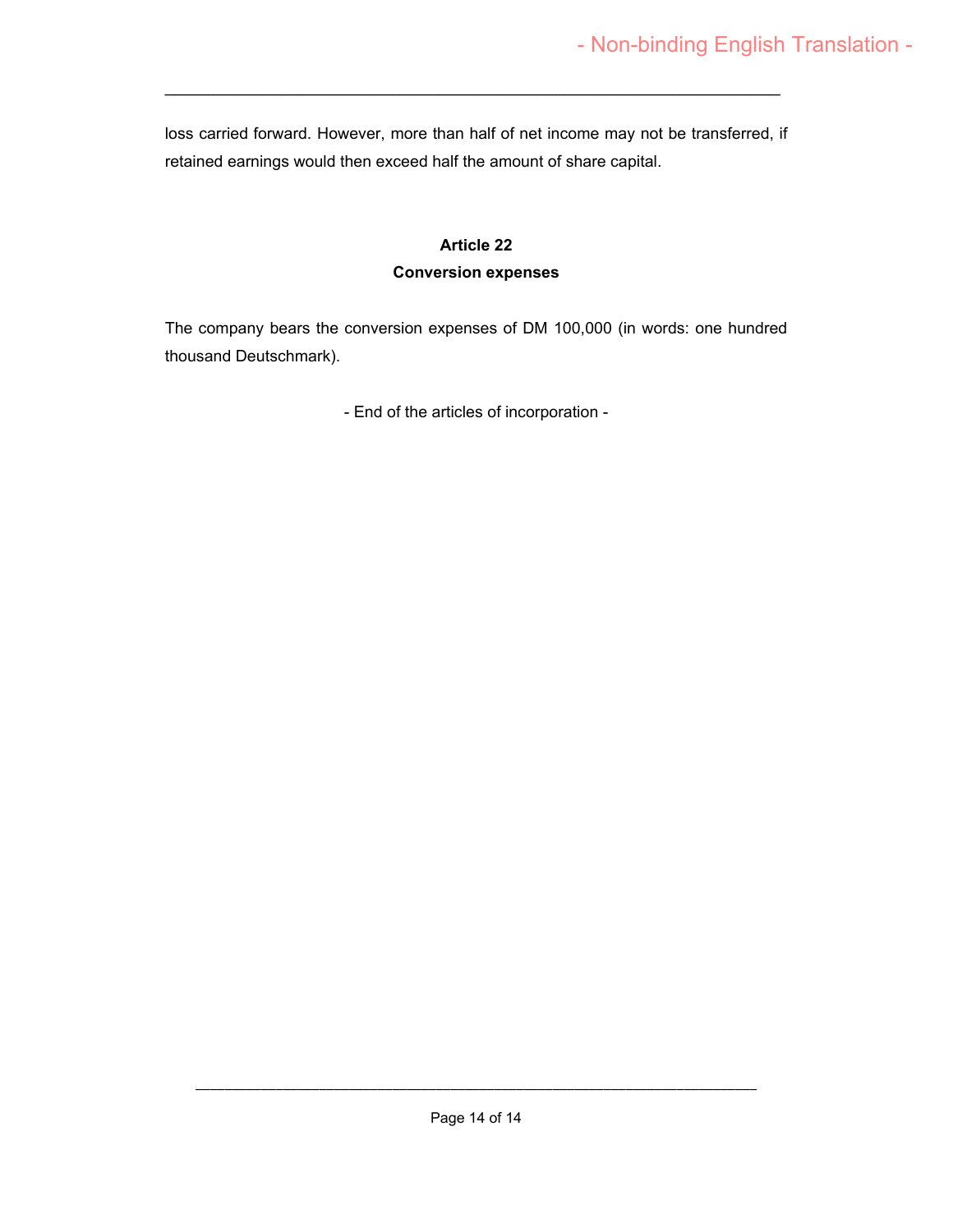loss carried forward. However, more than half of net income may not be transferred, if retained earnings would then exceed half the amount of share capital.

**Article 22**
**Conversion expenses**

The company bears the conversion expenses of DM 100,000 (in words: one hundred thousand Deutschmark).

- End of the articles of incorporation -